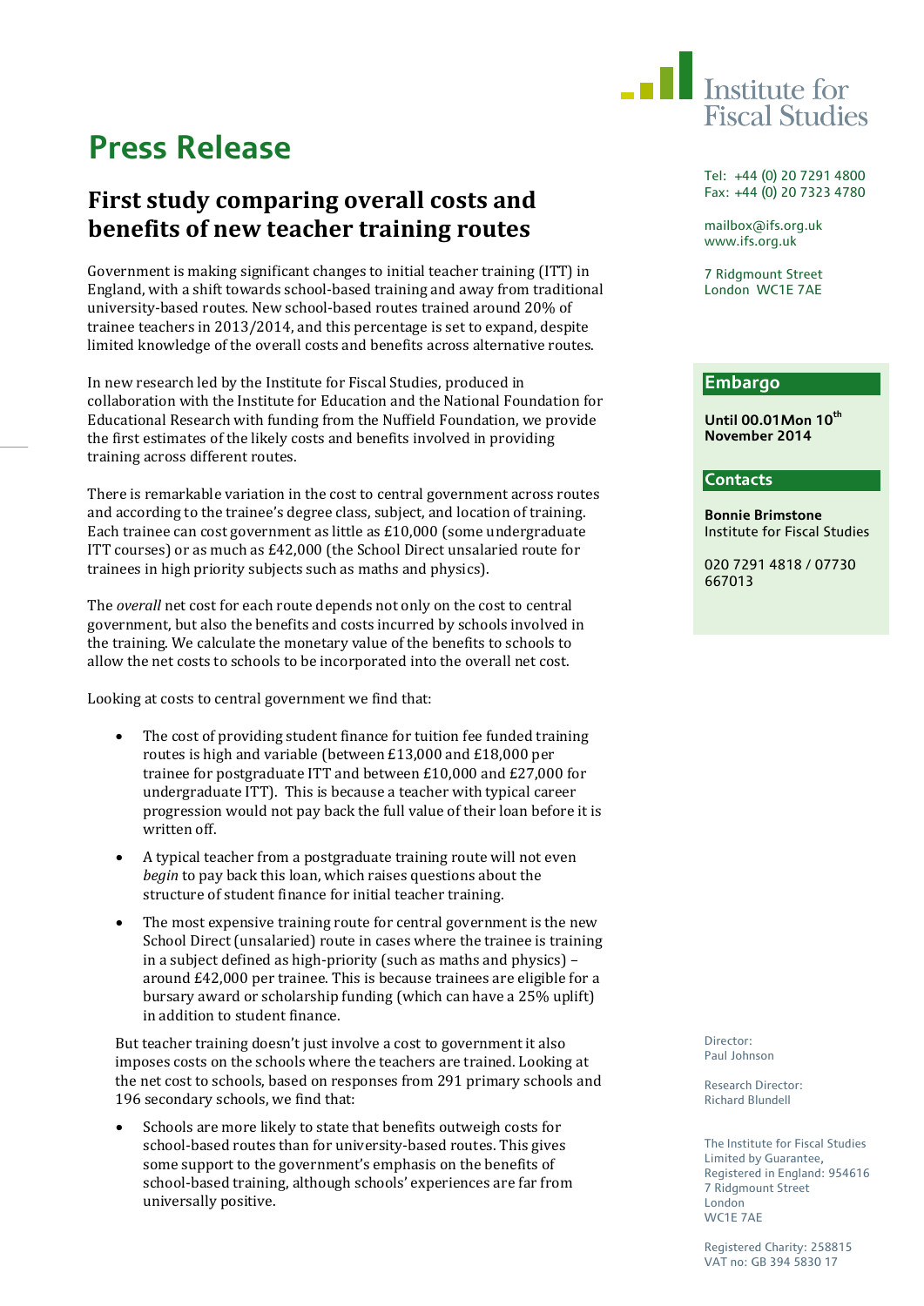Institute for Fiscal Studies

# Press Release

## First study comparing overall costs and benefits of new teacher training routes

Tel: +44 (0) 20 7291 4800
Fax: +44 (0) 20 7323 4780

mailbox@ifs.org.uk
www.ifs.org.uk

7 Ridgmount Street
London WC1E 7AE

**Embargo**

**Until 00.01Mon 10th November 2014**

**Contacts**

**Bonnie Brimstone**
Institute for Fiscal Studies

020 7291 4818 / 07730 667013

Government is making significant changes to initial teacher training (ITT) in England, with a shift towards school-based training and away from traditional university-based routes. New school-based routes trained around 20% of trainee teachers in 2013/2014, and this percentage is set to expand, despite limited knowledge of the overall costs and benefits across alternative routes.

In new research led by the Institute for Fiscal Studies, produced in collaboration with the Institute for Education and the National Foundation for Educational Research with funding from the Nuffield Foundation, we provide the first estimates of the likely costs and benefits involved in providing training across different routes.

There is remarkable variation in the cost to central government across routes and according to the trainee's degree class, subject, and location of training. Each trainee can cost government as little as £10,000 (some undergraduate ITT courses) or as much as £42,000 (the School Direct unsalaried route for trainees in high priority subjects such as maths and physics).

The *overall* net cost for each route depends not only on the cost to central government, but also the benefits and costs incurred by schools involved in the training. We calculate the monetary value of the benefits to schools to allow the net costs to schools to be incorporated into the overall net cost.

Looking at costs to central government we find that:

- The cost of providing student finance for tuition fee funded training routes is high and variable (between £13,000 and £18,000 per trainee for postgraduate ITT and between £10,000 and £27,000 for undergraduate ITT). This is because a teacher with typical career progression would not pay back the full value of their loan before it is written off.
- A typical teacher from a postgraduate training route will not even *begin* to pay back this loan, which raises questions about the structure of student finance for initial teacher training.
- The most expensive training route for central government is the new School Direct (unsalaried) route in cases where the trainee is training in a subject defined as high-priority (such as maths and physics) – around £42,000 per trainee. This is because trainees are eligible for a bursary award or scholarship funding (which can have a 25% uplift) in addition to student finance.

But teacher training doesn't just involve a cost to government it also imposes costs on the schools where the teachers are trained. Looking at the net cost to schools, based on responses from 291 primary schools and 196 secondary schools, we find that:

- Schools are more likely to state that benefits outweigh costs for school-based routes than for university-based routes. This gives some support to the government's emphasis on the benefits of school-based training, although schools' experiences are far from universally positive.

Director:
Paul Johnson

Research Director:
Richard Blundell

The Institute for Fiscal Studies
Limited by Guarantee,
Registered in England: 954616
7 Ridgmount Street
London
WC1E 7AE

Registered Charity: 258815
VAT no: GB 394 5830 17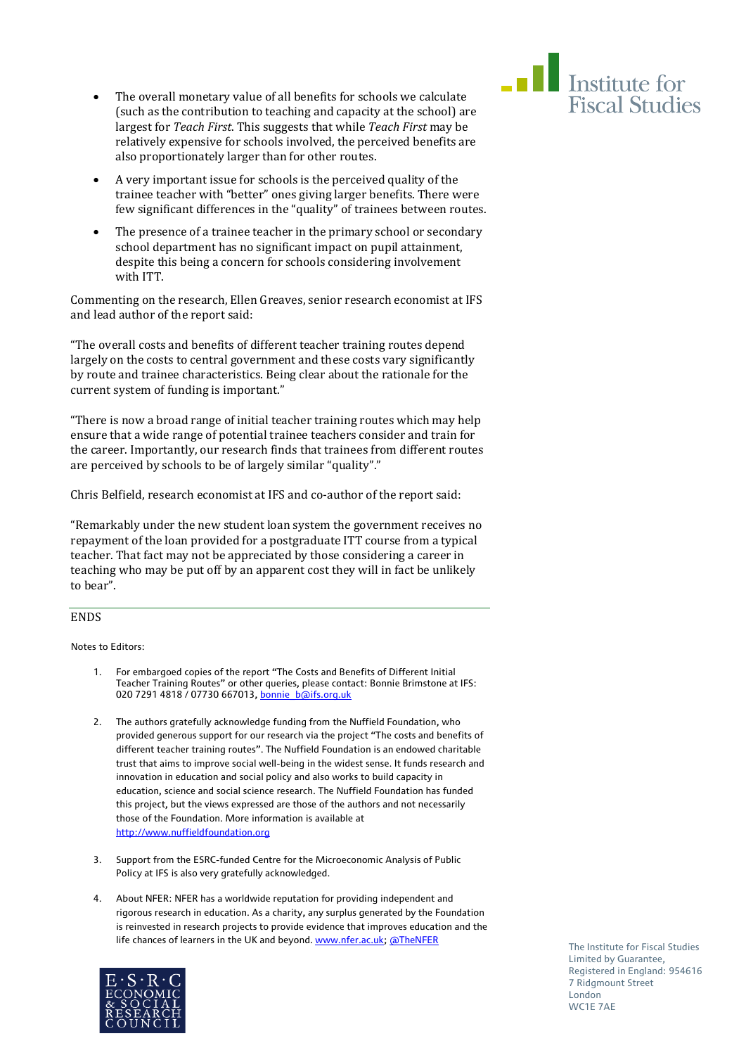- The overall monetary value of all benefits for schools we calculate (such as the contribution to teaching and capacity at the school) are largest for *Teach First*. This suggests that while *Teach First* may be relatively expensive for schools involved, the perceived benefits are also proportionately larger than for other routes.
- A very important issue for schools is the perceived quality of the trainee teacher with "better" ones giving larger benefits. There were few significant differences in the "quality" of trainees between routes.
- The presence of a trainee teacher in the primary school or secondary school department has no significant impact on pupil attainment, despite this being a concern for schools considering involvement with ITT.

Commenting on the research, Ellen Greaves, senior research economist at IFS and lead author of the report said:

"The overall costs and benefits of different teacher training routes depend largely on the costs to central government and these costs vary significantly by route and trainee characteristics. Being clear about the rationale for the current system of funding is important."

"There is now a broad range of initial teacher training routes which may help ensure that a wide range of potential trainee teachers consider and train for the career. Importantly, our research finds that trainees from different routes are perceived by schools to be of largely similar "quality"."

Chris Belfield, research economist at IFS and co-author of the report said:

"Remarkably under the new student loan system the government receives no repayment of the loan provided for a postgraduate ITT course from a typical teacher. That fact may not be appreciated by those considering a career in teaching who may be put off by an apparent cost they will in fact be unlikely to bear".

---

ENDS

Notes to Editors:

1. For embargoed copies of the report "The Costs and Benefits of Different Initial Teacher Training Routes" or other queries, please contact: Bonnie Brimstone at IFS: 020 7291 4818 / 07730 667013, bonnie_b@ifs.org.uk
2. The authors gratefully acknowledge funding from the Nuffield Foundation, who provided generous support for our research via the project "The costs and benefits of different teacher training routes". The Nuffield Foundation is an endowed charitable trust that aims to improve social well-being in the widest sense. It funds research and innovation in education and social policy and also works to build capacity in education, science and social science research. The Nuffield Foundation has funded this project, but the views expressed are those of the authors and not necessarily those of the Foundation. More information is available at http://www.nuffieldfoundation.org
3. Support from the ESRC-funded Centre for the Microeconomic Analysis of Public Policy at IFS is also very gratefully acknowledged.
4. About NFER: NFER has a worldwide reputation for providing independent and rigorous research in education. As a charity, any surplus generated by the Foundation is reinvested in research projects to provide evidence that improves education and the life chances of learners in the UK and beyond. www.nfer.ac.uk; @TheNFER

The Institute for Fiscal Studies
Limited by Guarantee,
Registered in England: 954616
7 Ridgmount Street
London
WC1E 7AE